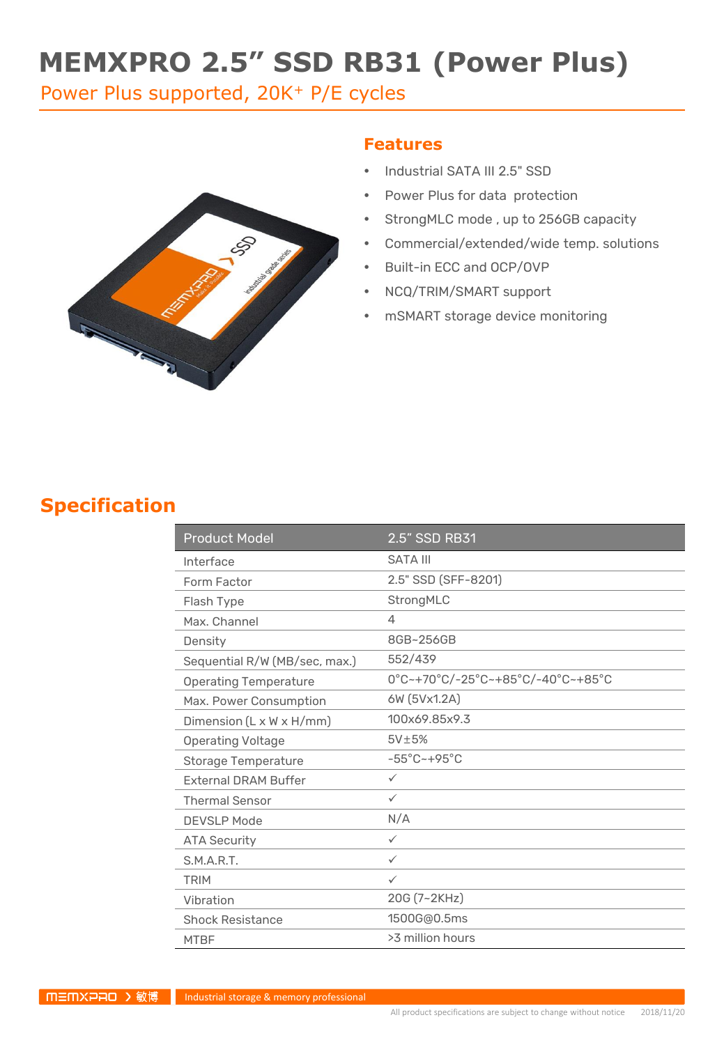# MEMXPRO 2.5" SSD RB31 (Power Plus)

Power Plus supported, 20K+ P/E cycles

## Features

- Industrial SATA III 2.5" SSD
- Power Plus for data protection
- StrongMLC mode , up to 256GB capacity
- Commercial/extended/wide temp. solutions
- Built-in ECC and OCP/OVP
- NCQ/TRIM/SMART support
- mSMART storage device monitoring

## Specification

| Product Model | 2.5" SSD RB31 |
|---|---|
| Interface | SATA III |
| Form Factor | 2.5" SSD (SFF-8201) |
| Flash Type | StrongMLC |
| Max. Channel | 4 |
| Density | 8GB~256GB |
| Sequential R/W (MB/sec, max.) | 552/439 |
| Operating Temperature | 0°C~+70°C/-25°C~+85°C/-40°C~+85°C |
| Max. Power Consumption | 6W (5Vx1.2A) |
| Dimension (L x W x H/mm) | 100x69.85x9.3 |
| Operating Voltage | 5V±5% |
| Storage Temperature | -55°C~+95°C |
| External DRAM Buffer | ✓ |
| Thermal Sensor | ✓ |
| DEVSLP Mode | N/A |
| ATA Security | ✓ |
| S.M.A.R.T. | ✓ |
| TRIM | ✓ |
| Vibration | 20G (7~2KHz) |
| Shock Resistance | 1500G@0.5ms |
| MTBF | >3 million hours |

MEMXPRO > 敏博 Industrial storage & memory professional

All product specifications are subject to change without notice 2018/11/20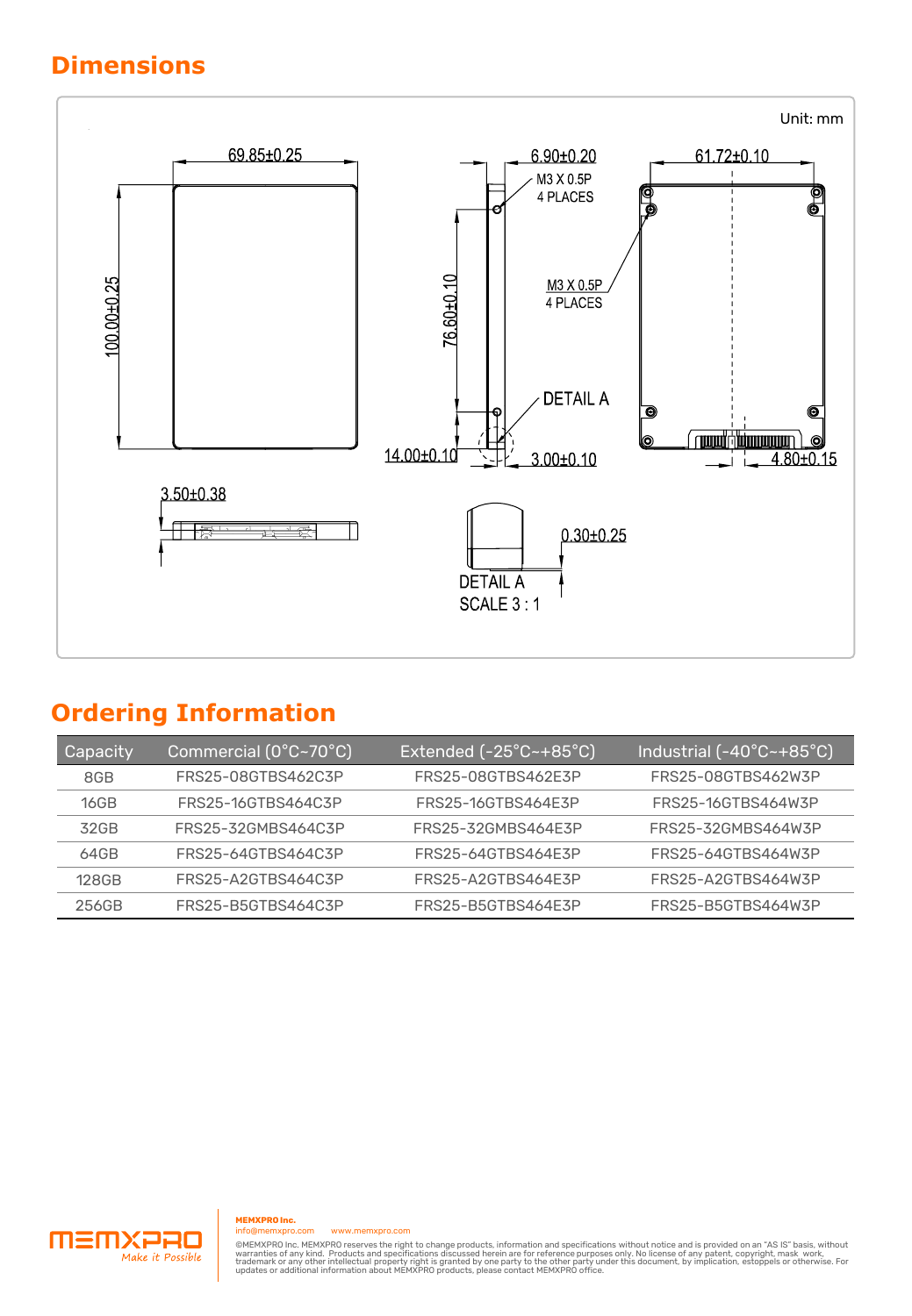## Dimensions

Unit: mm

69.85±0.25

100.00±0.25

6.90±0.20

M3 X 0.5P
4 PLACES

76.60±0.10

M3 X 0.5P
4 PLACES

DETAIL A

14.00±0.10

3.00±0.10

61.72±0.10

4.80±0.15

3.50±0.38

0.30±0.25

DETAIL A
SCALE 3 : 1

## Ordering Information

| Capacity | Commercial (0°C~70°C) | Extended (-25°C~+85°C) | Industrial (-40°C~+85°C) |
|---|---|---|---|
| 8GB | FRS25-08GTBS462C3P | FRS25-08GTBS462E3P | FRS25-08GTBS462W3P |
| 16GB | FRS25-16GTBS464C3P | FRS25-16GTBS464E3P | FRS25-16GTBS464W3P |
| 32GB | FRS25-32GMBS464C3P | FRS25-32GMBS464E3P | FRS25-32GMBS464W3P |
| 64GB | FRS25-64GTBS464C3P | FRS25-64GTBS464E3P | FRS25-64GTBS464W3P |
| 128GB | FRS25-A2GTBS464C3P | FRS25-A2GTBS464E3P | FRS25-A2GTBS464W3P |
| 256GB | FRS25-B5GTBS464C3P | FRS25-B5GTBS464E3P | FRS25-B5GTBS464W3P |

MEMXPRO
*Make it Possible*

**MEMXPRO Inc.**
info@memxpro.com www.memxpro.com

©MEMXPRO Inc. MEMXPRO reserves the right to change products, information and specifications without notice and is provided on an "AS IS" basis, without warranties of any kind. Products and specifications discussed herein are for reference purposes only. No license of any patent, copyright, mask work, trademark or any other intellectual property right is granted by one party to the other party under this document, by implication, estoppels or otherwise. For updates or additional information about MEMXPRO products, please contact MEMXPRO office.